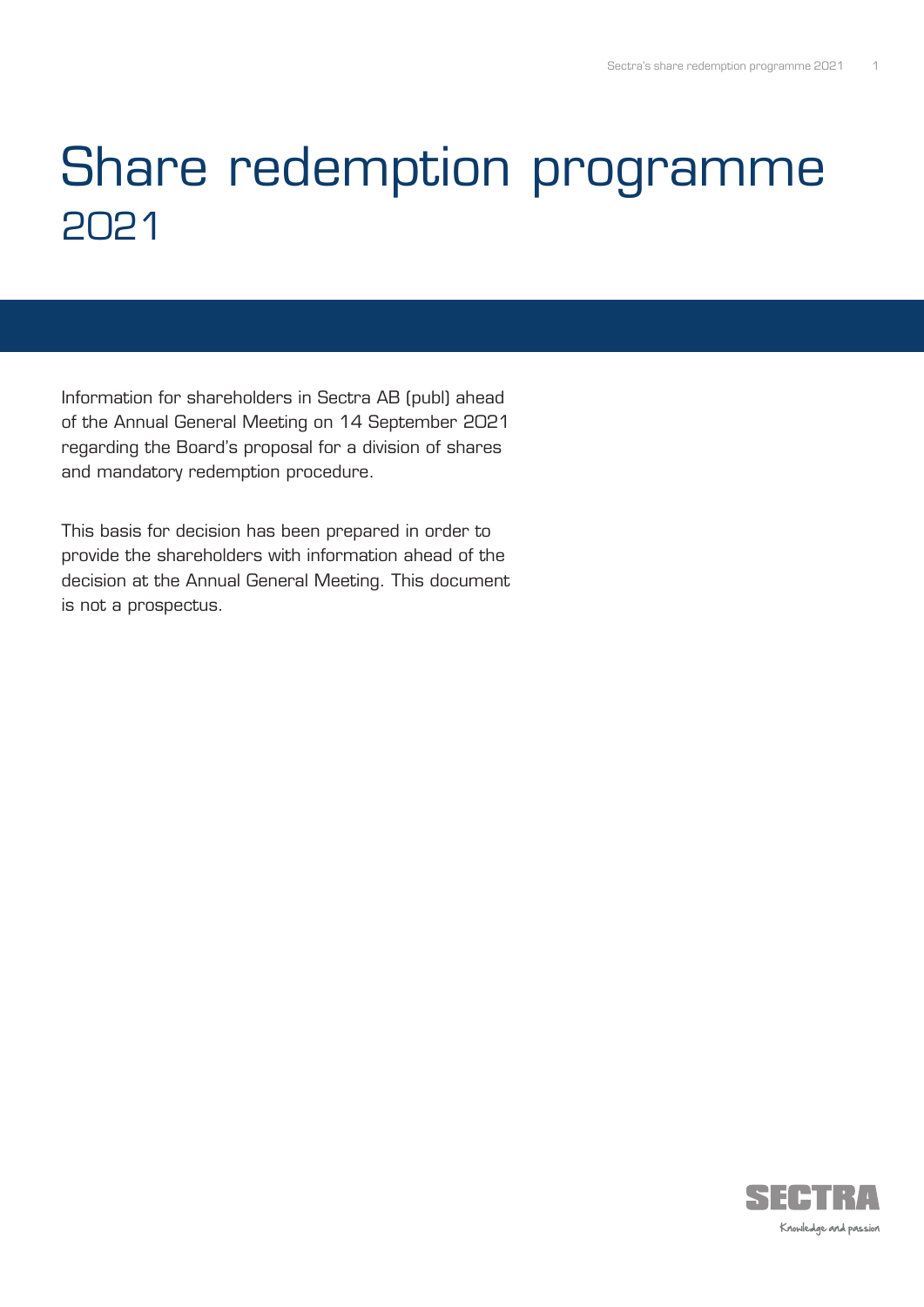# Share redemption programme 2021

Information for shareholders in Sectra AB (publ) ahead of the Annual General Meeting on 14 September 2021 regarding the Board's proposal for a division of shares and mandatory redemption procedure.

This basis for decision has been prepared in order to provide the shareholders with information ahead of the decision at the Annual General Meeting. This document is not a prospectus.

SECTRA

Knowledge and passion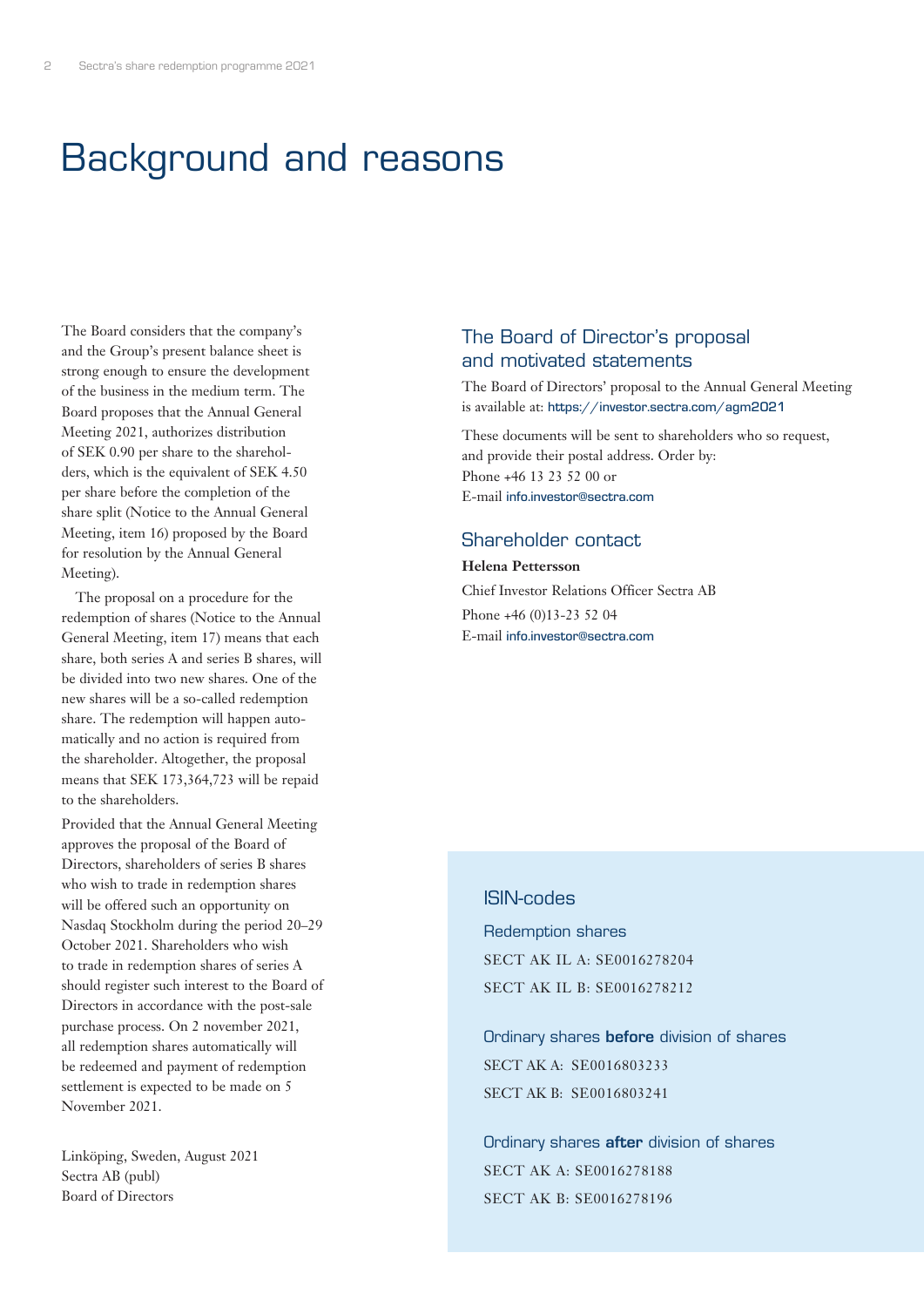# Background and reasons

The Board considers that the company's and the Group's present balance sheet is strong enough to ensure the development of the business in the medium term. The Board proposes that the Annual General Meeting 2021, authorizes distribution of SEK 0.90 per share to the sharehol­ders, which is the equivalent of SEK 4.50 per share before the completion of the share split (Notice to the Annual General Meeting, item 16) proposed by the Board for resolution by the Annual General Meeting).

The proposal on a procedure for the redemption of shares (Notice to the Annual General Meeting, item 17) means that each share, both series A and series B shares, will be divided into two new shares. One of the new shares will be a so-called redemption share. The redemption will happen auto­matically and no action is required from the shareholder. Altogether, the proposal means that SEK 173,364,723 will be repaid to the shareholders.

Provided that the Annual General Meeting approves the proposal of the Board of Directors, shareholders of series B shares who wish to trade in redemption shares will be offered such an opportunity on Nasdaq Stockholm during the period 20–29 October 2021. Shareholders who wish to trade in redemption shares of series A should register such interest to the Board of Directors in accordance with the post-sale purchase process. On 2 november 2021, all redemption shares automatically will be redeemed and payment of redemption settlement is expected to be made on 5 November 2021.

Linköping, Sweden, August 2021
Sectra AB (publ)
Board of Directors

## The Board of Director's proposal and motivated statements

The Board of Directors' proposal to the Annual General Meeting is available at: https://investor.sectra.com/agm2021

These documents will be sent to shareholders who so request, and provide their postal address. Order by:
Phone +46 13 23 52 00 or
E-mail info.investor@sectra.com

## Shareholder contact

**Helena Pettersson**
Chief Investor Relations Officer Sectra AB
Phone +46 (0)13-23 52 04
E-mail info.investor@sectra.com

## ISIN-codes

### Redemption shares

SECT AK IL A: SE0016278204
SECT AK IL B: SE0016278212

### Ordinary shares **before** division of shares

SECT AK A: SE0016803233
SECT AK B: SE0016803241

### Ordinary shares **after** division of shares

SECT AK A: SE0016278188
SECT AK B: SE0016278196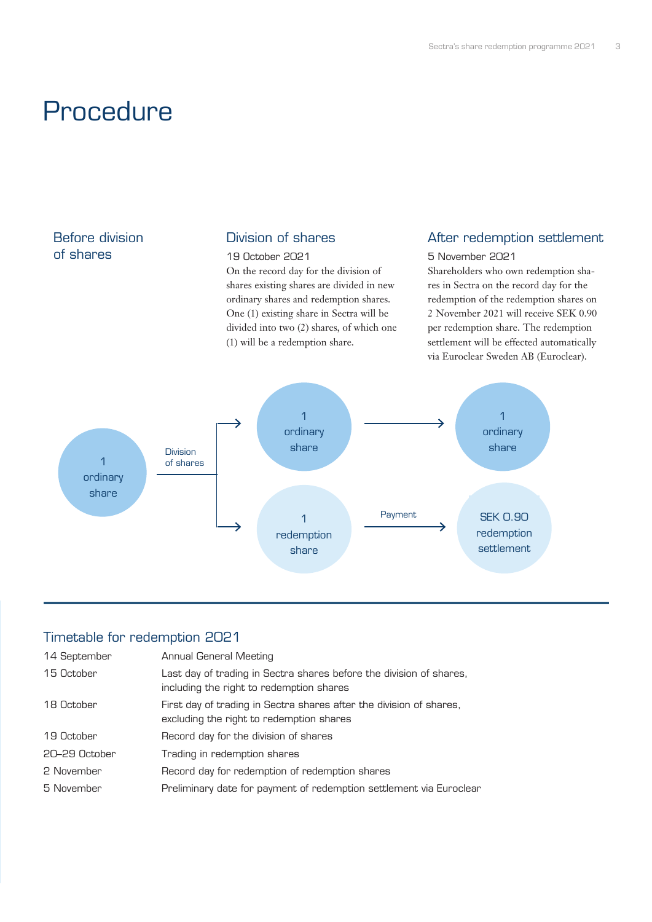# Procedure

## Before division of shares

## Division of shares

19 October 2021

On the record day for the division of shares existing shares are divided in new ordinary shares and redemption shares. One (1) existing share in Sectra will be divided into two (2) shares, of which one (1) will be a redemption share.

## After redemption settlement

5 November 2021

Shareholders who own redemption shares in Sectra on the record day for the redemption of the redemption shares on 2 November 2021 will receive SEK 0.90 per redemption share. The redemption settlement will be effected automatically via Euroclear Sweden AB (Euroclear).

1 ordinary share → Division of shares → 1 ordinary share → 1 ordinary share

→ 1 redemption share → Payment → SEK 0.90 redemption settlement

## Timetable for redemption 2021

| | |
|---|---|
| 14 September | Annual General Meeting |
| 15 October | Last day of trading in Sectra shares before the division of shares, including the right to redemption shares |
| 18 October | First day of trading in Sectra shares after the division of shares, excluding the right to redemption shares |
| 19 October | Record day for the division of shares |
| 20–29 October | Trading in redemption shares |
| 2 November | Record day for redemption of redemption shares |
| 5 November | Preliminary date for payment of redemption settlement via Euroclear |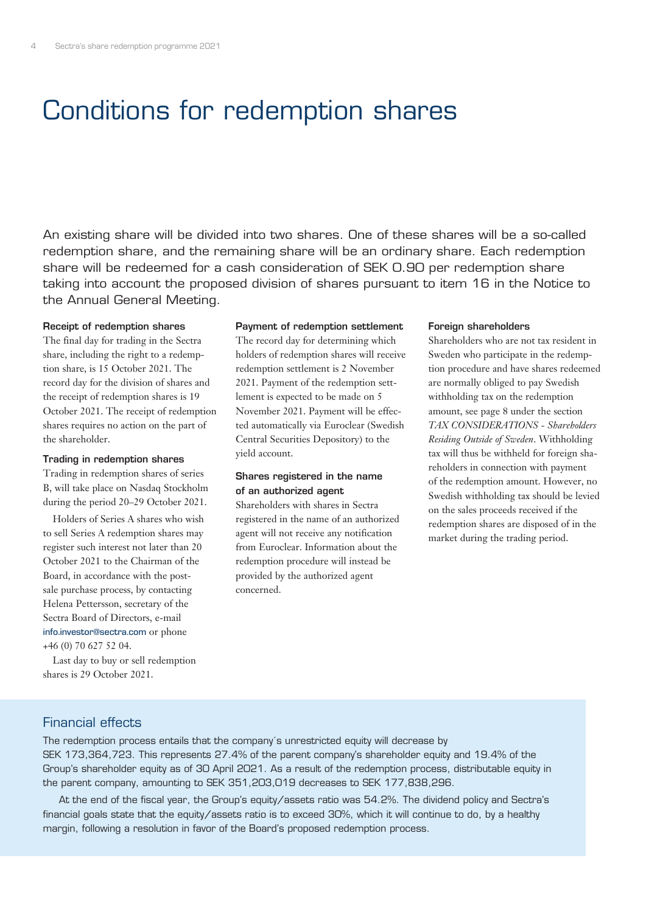# Conditions for redemption shares

An existing share will be divided into two shares. One of these shares will be a so-called redemption share, and the remaining share will be an ordinary share. Each redemption share will be redeemed for a cash consideration of SEK 0.90 per redemption share taking into account the proposed division of shares pursuant to item 16 in the Notice to the Annual General Meeting.

**Receipt of redemption shares**

The final day for trading in the Sectra share, including the right to a redemption share, is 15 October 2021. The record day for the division of shares and the receipt of redemption shares is 19 October 2021. The receipt of redemption shares requires no action on the part of the shareholder.

**Trading in redemption shares**

Trading in redemption shares of series B, will take place on Nasdaq Stockholm during the period 20–29 October 2021.

Holders of Series A shares who wish to sell Series A redemption shares may register such interest not later than 20 October 2021 to the Chairman of the Board, in accordance with the post-sale purchase process, by contacting Helena Pettersson, secretary of the Sectra Board of Directors, e-mail info.investor@sectra.com or phone +46 (0) 70 627 52 04.

Last day to buy or sell redemption shares is 29 October 2021.

**Payment of redemption settlement**

The record day for determining which holders of redemption shares will receive redemption settlement is 2 November 2021. Payment of the redemption settlement is expected to be made on 5 November 2021. Payment will be effected automatically via Euroclear (Swedish Central Securities Depository) to the yield account.

**Shares registered in the name of an authorized agent**

Shareholders with shares in Sectra registered in the name of an authorized agent will not receive any notification from Euroclear. Information about the redemption procedure will instead be provided by the authorized agent concerned.

**Foreign shareholders**

Shareholders who are not tax resident in Sweden who participate in the redemption procedure and have shares redeemed are normally obliged to pay Swedish withholding tax on the redemption amount, see page 8 under the section *TAX CONSIDERATIONS - Shareholders Residing Outside of Sweden*. Withholding tax will thus be withheld for foreign shareholders in connection with payment of the redemption amount. However, no Swedish withholding tax should be levied on the sales proceeds received if the redemption shares are disposed of in the market during the trading period.

## Financial effects

The redemption process entails that the company´s unrestricted equity will decrease by SEK 173,364,723. This represents 27.4% of the parent company's shareholder equity and 19.4% of the Group's shareholder equity as of 30 April 2021. As a result of the redemption process, distributable equity in the parent company, amounting to SEK 351,203,019 decreases to SEK 177,838,296.

At the end of the fiscal year, the Group's equity/assets ratio was 54.2%. The dividend policy and Sectra's financial goals state that the equity/assets ratio is to exceed 30%, which it will continue to do, by a healthy margin, following a resolution in favor of the Board's proposed redemption process.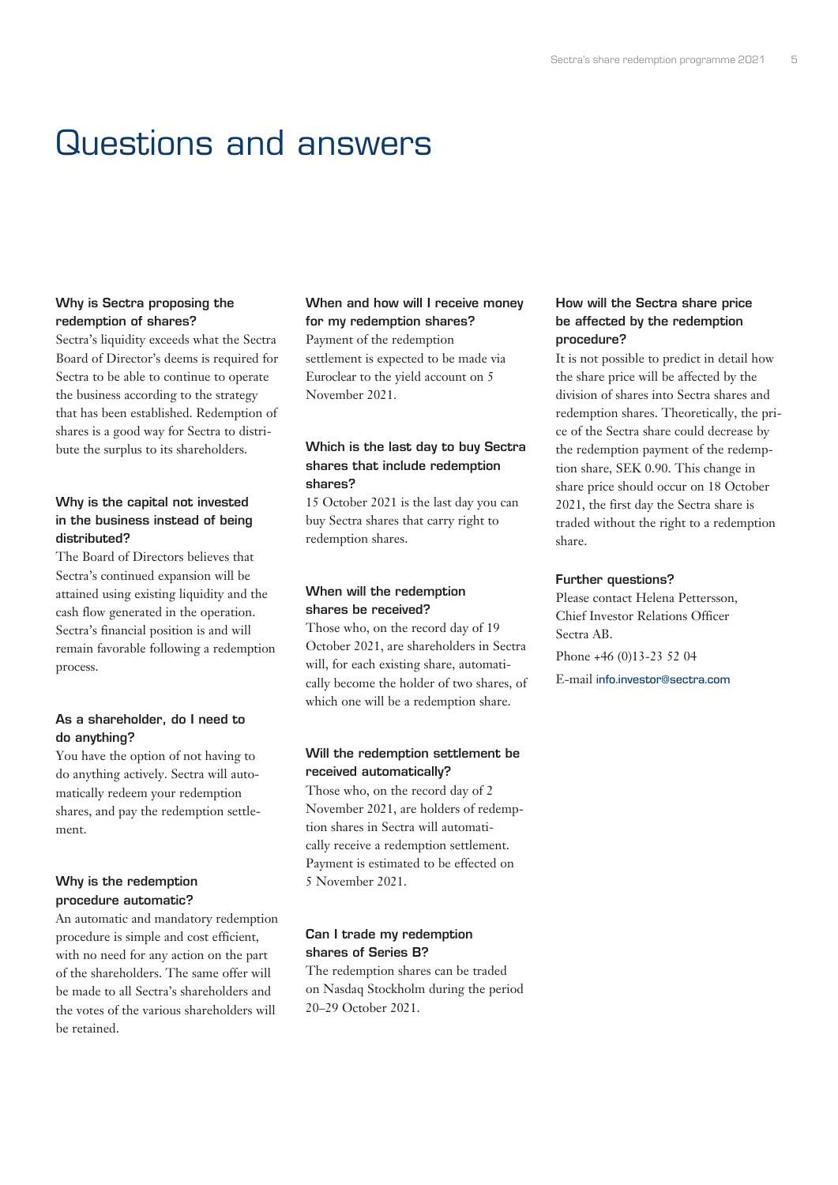# Questions and answers

### Why is Sectra proposing the redemption of shares?

Sectra's liquidity exceeds what the Sectra Board of Director's deems is required for Sectra to be able to continue to operate the business according to the strategy that has been established. Redemption of shares is a good way for Sectra to distribute the surplus to its shareholders.

### Why is the capital not invested in the business instead of being distributed?

The Board of Directors believes that Sectra's continued expansion will be attained using existing liquidity and the cash flow generated in the operation. Sectra's financial position is and will remain favorable following a redemption process.

### As a shareholder, do I need to do anything?

You have the option of not having to do anything actively. Sectra will automatically redeem your redemption shares, and pay the redemption settlement.

### Why is the redemption procedure automatic?

An automatic and mandatory redemption procedure is simple and cost efficient, with no need for any action on the part of the shareholders. The same offer will be made to all Sectra's shareholders and the votes of the various shareholders will be retained.

### When and how will I receive money for my redemption shares?

Payment of the redemption settlement is expected to be made via Euroclear to the yield account on 5 November 2021.

### Which is the last day to buy Sectra shares that include redemption shares?

15 October 2021 is the last day you can buy Sectra shares that carry right to redemption shares.

### When will the redemption shares be received?

Those who, on the record day of 19 October 2021, are shareholders in Sectra will, for each existing share, automatically become the holder of two shares, of which one will be a redemption share.

### Will the redemption settlement be received automatically?

Those who, on the record day of 2 November 2021, are holders of redemption shares in Sectra will automatically receive a redemption settlement. Payment is estimated to be effected on 5 November 2021.

### Can I trade my redemption shares of Series B?

The redemption shares can be traded on Nasdaq Stockholm during the period 20–29 October 2021.

### How will the Sectra share price be affected by the redemption procedure?

It is not possible to predict in detail how the share price will be affected by the division of shares into Sectra shares and redemption shares. Theoretically, the price of the Sectra share could decrease by the redemption payment of the redemption share, SEK 0.90. This change in share price should occur on 18 October 2021, the first day the Sectra share is traded without the right to a redemption share.

### Further questions?

Please contact Helena Pettersson, Chief Investor Relations Officer Sectra AB.

Phone +46 (0)13-23 52 04

E-mail info.investor@sectra.com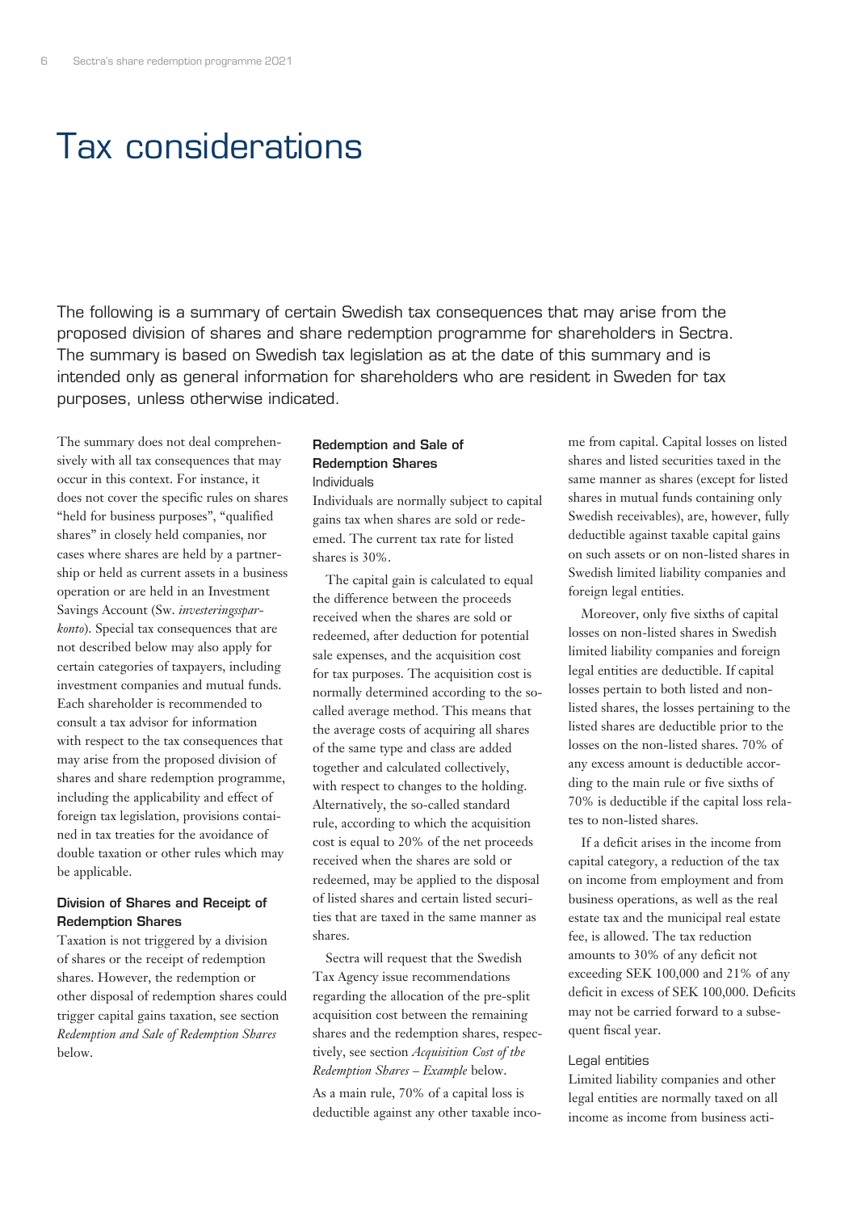# Tax considerations

The following is a summary of certain Swedish tax consequences that may arise from the proposed division of shares and share redemption programme for shareholders in Sectra. The summary is based on Swedish tax legislation as at the date of this summary and is intended only as general information for shareholders who are resident in Sweden for tax purposes, unless otherwise indicated.

The summary does not deal comprehensively with all tax consequences that may occur in this context. For instance, it does not cover the specific rules on shares "held for business purposes", "qualified shares" in closely held companies, nor cases where shares are held by a partnership or held as current assets in a business operation or are held in an Investment Savings Account (Sw. *investeringssparkonto*). Special tax consequences that are not described below may also apply for certain categories of taxpayers, including investment companies and mutual funds. Each shareholder is recommended to consult a tax advisor for information with respect to the tax consequences that may arise from the proposed division of shares and share redemption programme, including the applicability and effect of foreign tax legislation, provisions contained in tax treaties for the avoidance of double taxation or other rules which may be applicable.

### Division of Shares and Receipt of Redemption Shares

Taxation is not triggered by a division of shares or the receipt of redemption shares. However, the redemption or other disposal of redemption shares could trigger capital gains taxation, see section *Redemption and Sale of Redemption Shares* below.

### Redemption and Sale of Redemption Shares

#### Individuals

Individuals are normally subject to capital gains tax when shares are sold or redeemed. The current tax rate for listed shares is 30%.

The capital gain is calculated to equal the difference between the proceeds received when the shares are sold or redeemed, after deduction for potential sale expenses, and the acquisition cost for tax purposes. The acquisition cost is normally determined according to the so-called average method. This means that the average costs of acquiring all shares of the same type and class are added together and calculated collectively, with respect to changes to the holding. Alternatively, the so-called standard rule, according to which the acquisition cost is equal to 20% of the net proceeds received when the shares are sold or redeemed, may be applied to the disposal of listed shares and certain listed securities that are taxed in the same manner as shares.

Sectra will request that the Swedish Tax Agency issue recommendations regarding the allocation of the pre-split acquisition cost between the remaining shares and the redemption shares, respectively, see section *Acquisition Cost of the Redemption Shares – Example* below.

As a main rule, 70% of a capital loss is deductible against any other taxable income from capital. Capital losses on listed shares and listed securities taxed in the same manner as shares (except for listed shares in mutual funds containing only Swedish receivables), are, however, fully deductible against taxable capital gains on such assets or on non-listed shares in Swedish limited liability companies and foreign legal entities.

Moreover, only five sixths of capital losses on non-listed shares in Swedish limited liability companies and foreign legal entities are deductible. If capital losses pertain to both listed and non-listed shares, the losses pertaining to the listed shares are deductible prior to the losses on the non-listed shares. 70% of any excess amount is deductible according to the main rule or five sixths of 70% is deductible if the capital loss relates to non-listed shares.

If a deficit arises in the income from capital category, a reduction of the tax on income from employment and from business operations, as well as the real estate tax and the municipal real estate fee, is allowed. The tax reduction amounts to 30% of any deficit not exceeding SEK 100,000 and 21% of any deficit in excess of SEK 100,000. Deficits may not be carried forward to a subsequent fiscal year.

#### Legal entities

Limited liability companies and other legal entities are normally taxed on all income as income from business acti-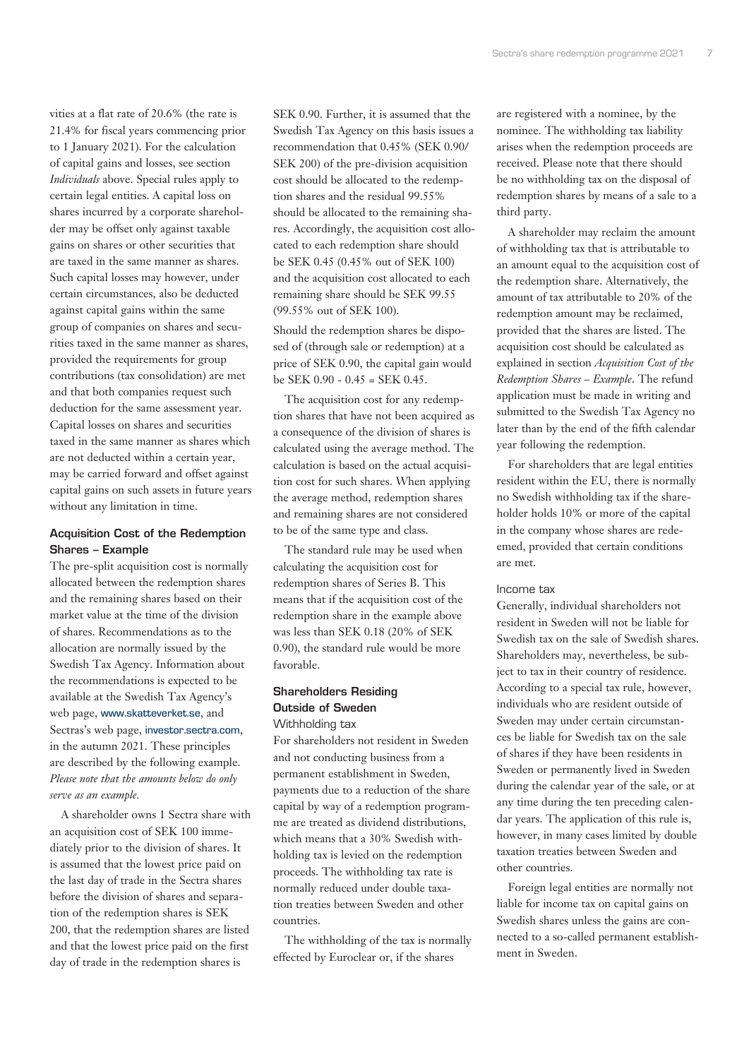vities at a flat rate of 20.6% (the rate is 21.4% for fiscal years commencing prior to 1 January 2021). For the calculation of capital gains and losses, see section *Individuals* above. Special rules apply to certain legal entities. A capital loss on shares incurred by a corporate shareholder may be offset only against taxable gains on shares or other securities that are taxed in the same manner as shares. Such capital losses may however, under certain circumstances, also be deducted against capital gains within the same group of companies on shares and securities taxed in the same manner as shares, provided the requirements for group contributions (tax consolidation) are met and that both companies request such deduction for the same assessment year. Capital losses on shares and securities taxed in the same manner as shares which are not deducted within a certain year, may be carried forward and offset against capital gains on such assets in future years without any limitation in time.

### Acquisition Cost of the Redemption Shares – Example

The pre-split acquisition cost is normally allocated between the redemption shares and the remaining shares based on their market value at the time of the division of shares. Recommendations as to the allocation are normally issued by the Swedish Tax Agency. Information about the recommendations is expected to be available at the Swedish Tax Agency's web page, www.skatteverket.se, and Sectras's web page, investor.sectra.com, in the autumn 2021. These principles are described by the following example. *Please note that the amounts below do only serve as an example.*

A shareholder owns 1 Sectra share with an acquisition cost of SEK 100 immediately prior to the division of shares. It is assumed that the lowest price paid on the last day of trade in the Sectra shares before the division of shares and separation of the redemption shares is SEK 200, that the redemption shares are listed and that the lowest price paid on the first day of trade in the redemption shares is SEK 0.90. Further, it is assumed that the Swedish Tax Agency on this basis issues a recommendation that 0.45% (SEK 0.90/ SEK 200) of the pre-division acquisition cost should be allocated to the redemption shares and the residual 99.55% should be allocated to the remaining shares. Accordingly, the acquisition cost allocated to each redemption share should be SEK 0.45 (0.45% out of SEK 100) and the acquisition cost allocated to each remaining share should be SEK 99.55 (99.55% out of SEK 100).

Should the redemption shares be disposed of (through sale or redemption) at a price of SEK 0.90, the capital gain would be SEK 0.90 - 0.45 = SEK 0.45.

The acquisition cost for any redemption shares that have not been acquired as a consequence of the division of shares is calculated using the average method. The calculation is based on the actual acquisition cost for such shares. When applying the average method, redemption shares and remaining shares are not considered to be of the same type and class.

The standard rule may be used when calculating the acquisition cost for redemption shares of Series B. This means that if the acquisition cost of the redemption share in the example above was less than SEK 0.18 (20% of SEK 0.90), the standard rule would be more favorable.

### Shareholders Residing Outside of Sweden

#### Withholding tax

For shareholders not resident in Sweden and not conducting business from a permanent establishment in Sweden, payments due to a reduction of the share capital by way of a redemption programme are treated as dividend distributions, which means that a 30% Swedish withholding tax is levied on the redemption proceeds. The withholding tax rate is normally reduced under double taxation treaties between Sweden and other countries.

The withholding of the tax is normally effected by Euroclear or, if the shares are registered with a nominee, by the nominee. The withholding tax liability arises when the redemption proceeds are received. Please note that there should be no withholding tax on the disposal of redemption shares by means of a sale to a third party.

A shareholder may reclaim the amount of withholding tax that is attributable to an amount equal to the acquisition cost of the redemption share. Alternatively, the amount of tax attributable to 20% of the redemption amount may be reclaimed, provided that the shares are listed. The acquisition cost should be calculated as explained in section *Acquisition Cost of the Redemption Shares – Example*. The refund application must be made in writing and submitted to the Swedish Tax Agency no later than by the end of the fifth calendar year following the redemption.

For shareholders that are legal entities resident within the EU, there is normally no Swedish withholding tax if the shareholder holds 10% or more of the capital in the company whose shares are redeemed, provided that certain conditions are met.

#### Income tax

Generally, individual shareholders not resident in Sweden will not be liable for Swedish tax on the sale of Swedish shares. Shareholders may, nevertheless, be subject to tax in their country of residence. According to a special tax rule, however, individuals who are resident outside of Sweden may under certain circumstances be liable for Swedish tax on the sale of shares if they have been residents in Sweden or permanently lived in Sweden during the calendar year of the sale, or at any time during the ten preceding calendar years. The application of this rule is, however, in many cases limited by double taxation treaties between Sweden and other countries.

Foreign legal entities are normally not liable for income tax on capital gains on Swedish shares unless the gains are connected to a so-called permanent establishment in Sweden.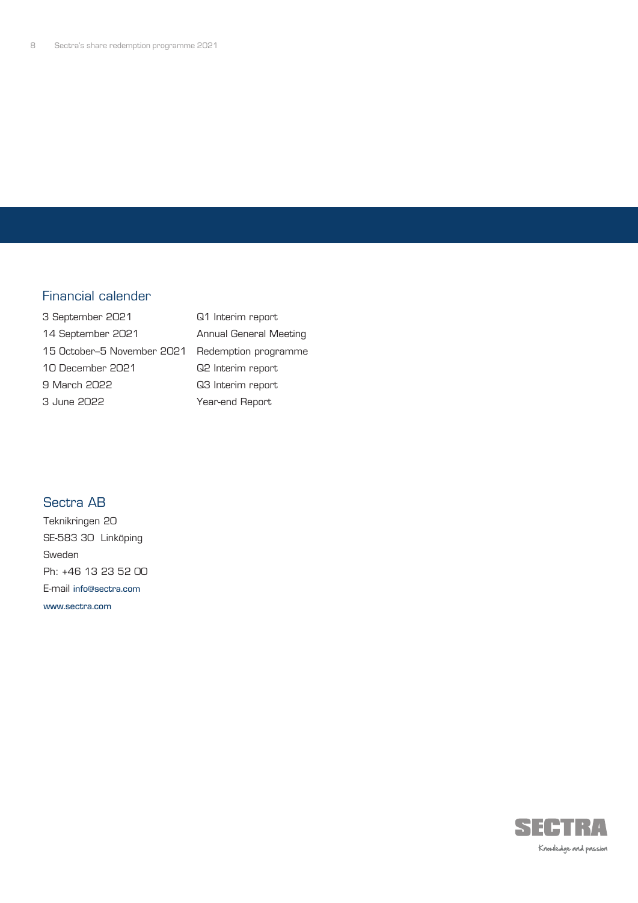## Financial calender

| | |
|---|---|
| 3 September 2021 | Q1 Interim report |
| 14 September 2021 | Annual General Meeting |
| 15 October–5 November 2021 | Redemption programme |
| 10 December 2021 | Q2 Interim report |
| 9 March 2022 | Q3 Interim report |
| 3 June 2022 | Year-end Report |

## Sectra AB

Teknikringen 20
SE-583 30 Linköping
Sweden
Ph: +46 13 23 52 00
E-mail info@sectra.com
www.sectra.com

SECTRA
Knowledge and passion